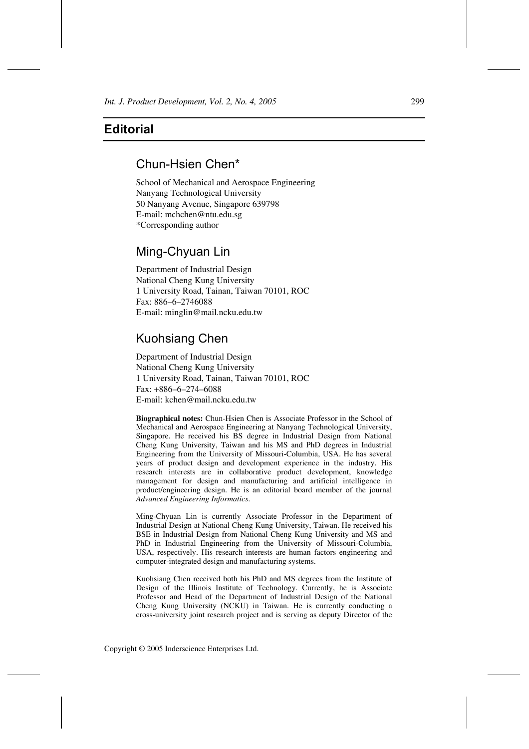# Editorial

## Chun-Hsien Chen*

School of Mechanical and Aerospace Engineering
Nanyang Technological University
50 Nanyang Avenue, Singapore 639798
E-mail: mchchen@ntu.edu.sg
*Corresponding author

## Ming-Chyuan Lin

Department of Industrial Design
National Cheng Kung University
1 University Road, Tainan, Taiwan 70101, ROC
Fax: 886–6–2746088
E-mail: minglin@mail.ncku.edu.tw

## Kuohsiang Chen

Department of Industrial Design
National Cheng Kung University
1 University Road, Tainan, Taiwan 70101, ROC
Fax: +886–6–274–6088
E-mail: kchen@mail.ncku.edu.tw

**Biographical notes:** Chun-Hsien Chen is Associate Professor in the School of Mechanical and Aerospace Engineering at Nanyang Technological University, Singapore. He received his BS degree in Industrial Design from National Cheng Kung University, Taiwan and his MS and PhD degrees in Industrial Engineering from the University of Missouri-Columbia, USA. He has several years of product design and development experience in the industry. His research interests are in collaborative product development, knowledge management for design and manufacturing and artificial intelligence in product/engineering design. He is an editorial board member of the journal *Advanced Engineering Informatics*.

Ming-Chyuan Lin is currently Associate Professor in the Department of Industrial Design at National Cheng Kung University, Taiwan. He received his BSE in Industrial Design from National Cheng Kung University and MS and PhD in Industrial Engineering from the University of Missouri-Columbia, USA, respectively. His research interests are human factors engineering and computer-integrated design and manufacturing systems.

Kuohsiang Chen received both his PhD and MS degrees from the Institute of Design of the Illinois Institute of Technology. Currently, he is Associate Professor and Head of the Department of Industrial Design of the National Cheng Kung University (NCKU) in Taiwan. He is currently conducting a cross-university joint research project and is serving as deputy Director of the

Copyright © 2005 Inderscience Enterprises Ltd.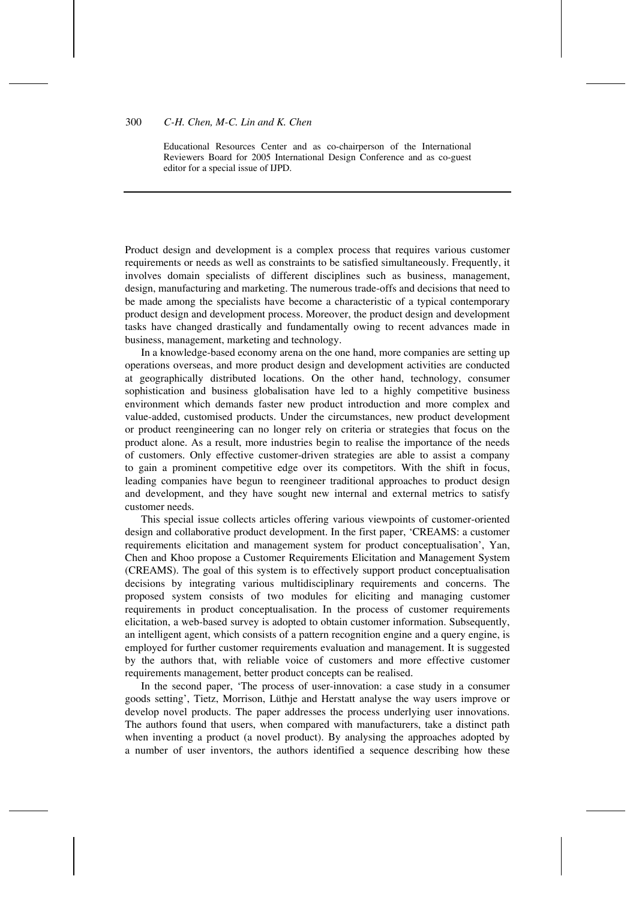Educational Resources Center and as co-chairperson of the International Reviewers Board for 2005 International Design Conference and as co-guest editor for a special issue of IJPD.

---

Product design and development is a complex process that requires various customer requirements or needs as well as constraints to be satisfied simultaneously. Frequently, it involves domain specialists of different disciplines such as business, management, design, manufacturing and marketing. The numerous trade-offs and decisions that need to be made among the specialists have become a characteristic of a typical contemporary product design and development process. Moreover, the product design and development tasks have changed drastically and fundamentally owing to recent advances made in business, management, marketing and technology.

In a knowledge-based economy arena on the one hand, more companies are setting up operations overseas, and more product design and development activities are conducted at geographically distributed locations. On the other hand, technology, consumer sophistication and business globalisation have led to a highly competitive business environment which demands faster new product introduction and more complex and value-added, customised products. Under the circumstances, new product development or product reengineering can no longer rely on criteria or strategies that focus on the product alone. As a result, more industries begin to realise the importance of the needs of customers. Only effective customer-driven strategies are able to assist a company to gain a prominent competitive edge over its competitors. With the shift in focus, leading companies have begun to reengineer traditional approaches to product design and development, and they have sought new internal and external metrics to satisfy customer needs.

This special issue collects articles offering various viewpoints of customer-oriented design and collaborative product development. In the first paper, 'CREAMS: a customer requirements elicitation and management system for product conceptualisation', Yan, Chen and Khoo propose a Customer Requirements Elicitation and Management System (CREAMS). The goal of this system is to effectively support product conceptualisation decisions by integrating various multidisciplinary requirements and concerns. The proposed system consists of two modules for eliciting and managing customer requirements in product conceptualisation. In the process of customer requirements elicitation, a web-based survey is adopted to obtain customer information. Subsequently, an intelligent agent, which consists of a pattern recognition engine and a query engine, is employed for further customer requirements evaluation and management. It is suggested by the authors that, with reliable voice of customers and more effective customer requirements management, better product concepts can be realised.

In the second paper, 'The process of user-innovation: a case study in a consumer goods setting', Tietz, Morrison, Lüthje and Herstatt analyse the way users improve or develop novel products. The paper addresses the process underlying user innovations. The authors found that users, when compared with manufacturers, take a distinct path when inventing a product (a novel product). By analysing the approaches adopted by a number of user inventors, the authors identified a sequence describing how these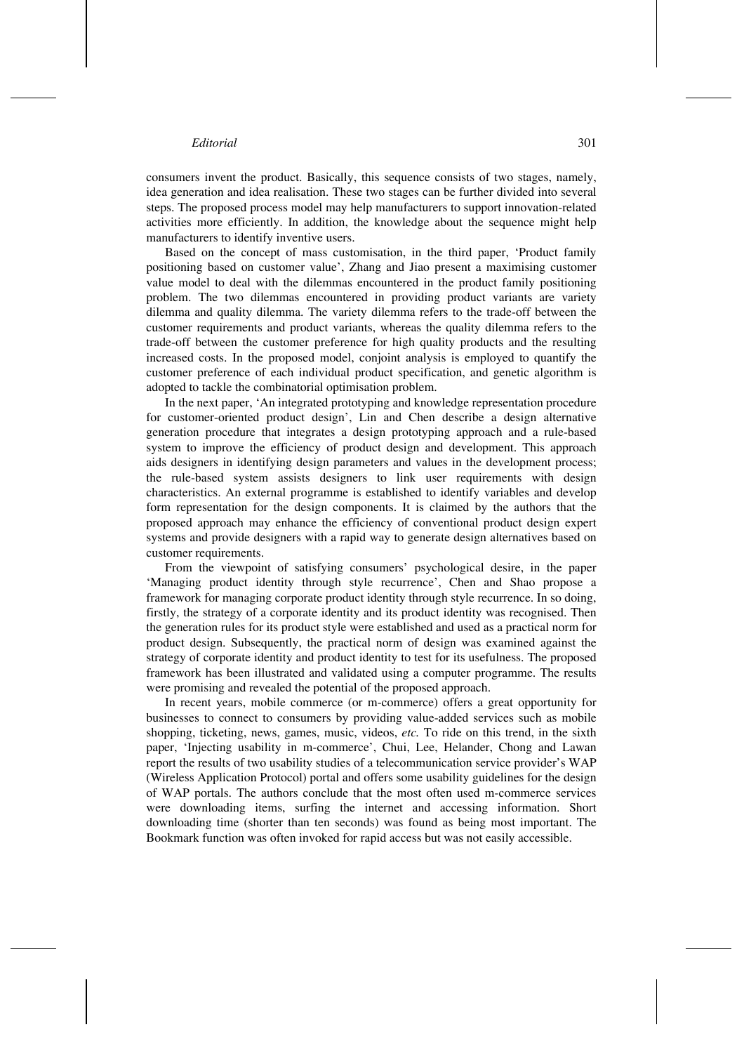consumers invent the product. Basically, this sequence consists of two stages, namely, idea generation and idea realisation. These two stages can be further divided into several steps. The proposed process model may help manufacturers to support innovation-related activities more efficiently. In addition, the knowledge about the sequence might help manufacturers to identify inventive users.

Based on the concept of mass customisation, in the third paper, 'Product family positioning based on customer value', Zhang and Jiao present a maximising customer value model to deal with the dilemmas encountered in the product family positioning problem. The two dilemmas encountered in providing product variants are variety dilemma and quality dilemma. The variety dilemma refers to the trade-off between the customer requirements and product variants, whereas the quality dilemma refers to the trade-off between the customer preference for high quality products and the resulting increased costs. In the proposed model, conjoint analysis is employed to quantify the customer preference of each individual product specification, and genetic algorithm is adopted to tackle the combinatorial optimisation problem.

In the next paper, 'An integrated prototyping and knowledge representation procedure for customer-oriented product design', Lin and Chen describe a design alternative generation procedure that integrates a design prototyping approach and a rule-based system to improve the efficiency of product design and development. This approach aids designers in identifying design parameters and values in the development process; the rule-based system assists designers to link user requirements with design characteristics. An external programme is established to identify variables and develop form representation for the design components. It is claimed by the authors that the proposed approach may enhance the efficiency of conventional product design expert systems and provide designers with a rapid way to generate design alternatives based on customer requirements.

From the viewpoint of satisfying consumers' psychological desire, in the paper 'Managing product identity through style recurrence', Chen and Shao propose a framework for managing corporate product identity through style recurrence. In so doing, firstly, the strategy of a corporate identity and its product identity was recognised. Then the generation rules for its product style were established and used as a practical norm for product design. Subsequently, the practical norm of design was examined against the strategy of corporate identity and product identity to test for its usefulness. The proposed framework has been illustrated and validated using a computer programme. The results were promising and revealed the potential of the proposed approach.

In recent years, mobile commerce (or m-commerce) offers a great opportunity for businesses to connect to consumers by providing value-added services such as mobile shopping, ticketing, news, games, music, videos, *etc.* To ride on this trend, in the sixth paper, 'Injecting usability in m-commerce', Chui, Lee, Helander, Chong and Lawan report the results of two usability studies of a telecommunication service provider's WAP (Wireless Application Protocol) portal and offers some usability guidelines for the design of WAP portals. The authors conclude that the most often used m-commerce services were downloading items, surfing the internet and accessing information. Short downloading time (shorter than ten seconds) was found as being most important. The Bookmark function was often invoked for rapid access but was not easily accessible.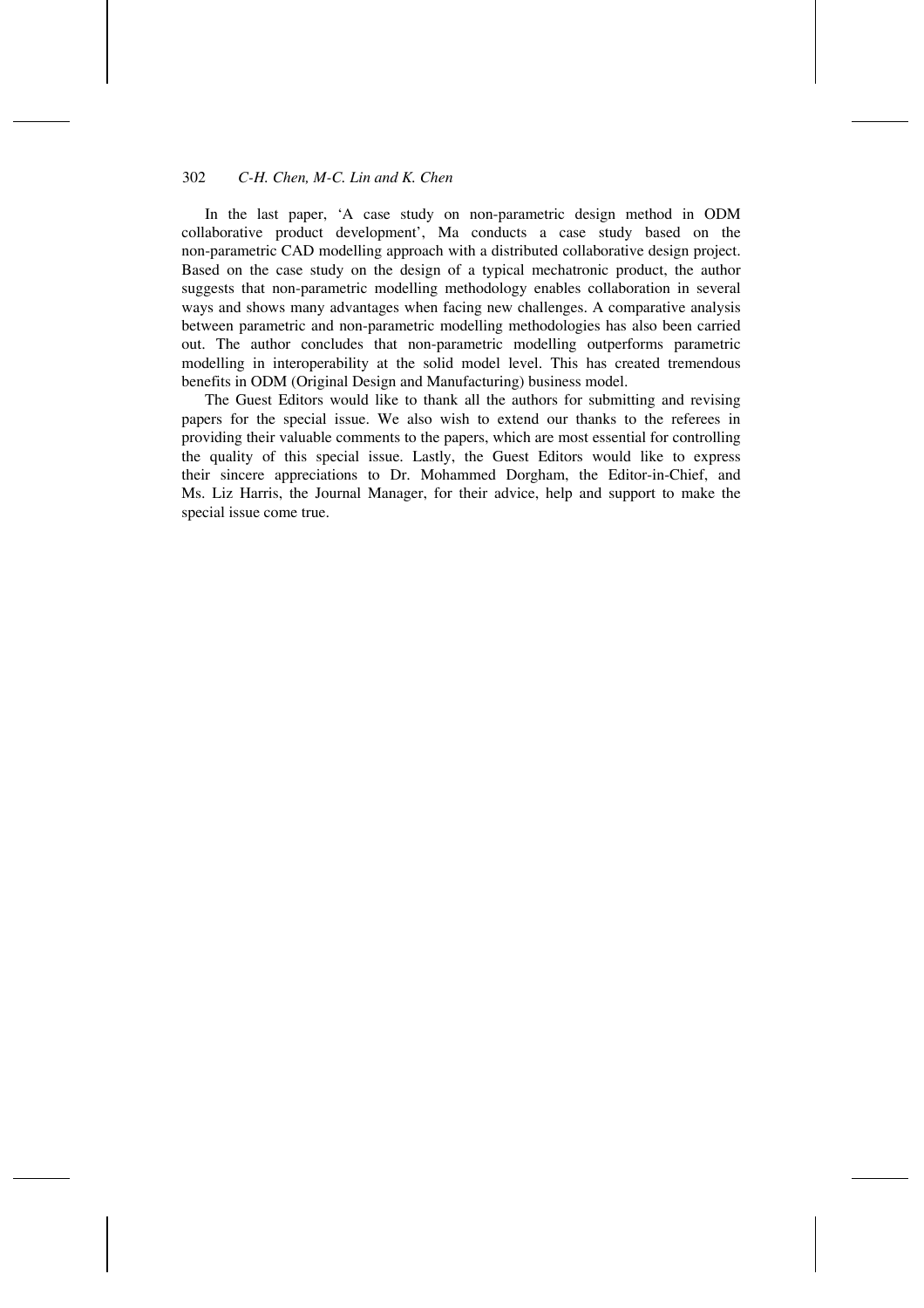In the last paper, 'A case study on non-parametric design method in ODM collaborative product development', Ma conducts a case study based on the non-parametric CAD modelling approach with a distributed collaborative design project. Based on the case study on the design of a typical mechatronic product, the author suggests that non-parametric modelling methodology enables collaboration in several ways and shows many advantages when facing new challenges. A comparative analysis between parametric and non-parametric modelling methodologies has also been carried out. The author concludes that non-parametric modelling outperforms parametric modelling in interoperability at the solid model level. This has created tremendous benefits in ODM (Original Design and Manufacturing) business model.

The Guest Editors would like to thank all the authors for submitting and revising papers for the special issue. We also wish to extend our thanks to the referees in providing their valuable comments to the papers, which are most essential for controlling the quality of this special issue. Lastly, the Guest Editors would like to express their sincere appreciations to Dr. Mohammed Dorgham, the Editor-in-Chief, and Ms. Liz Harris, the Journal Manager, for their advice, help and support to make the special issue come true.